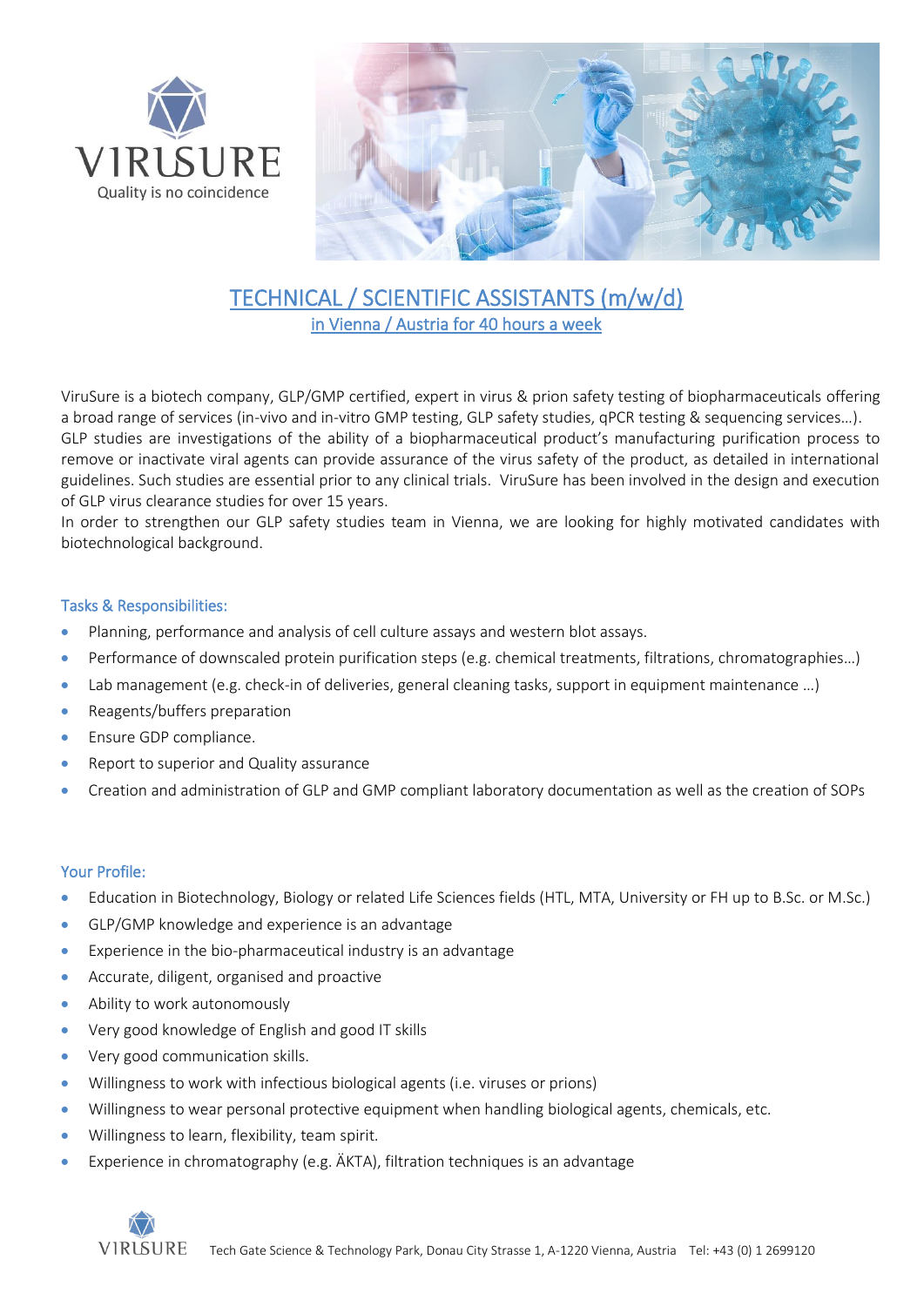# TECHNICAL / SCIENTIFIC ASSISTANTS (m/w/d)

## in Vienna / Austria for 40 hours a week

ViruSure is a biotech company, GLP/GMP certified, expert in virus & prion safety testing of biopharmaceuticals offering a broad range of services (in-vivo and in-vitro GMP testing, GLP safety studies, qPCR testing & sequencing services…). GLP studies are investigations of the ability of a biopharmaceutical product's manufacturing purification process to remove or inactivate viral agents can provide assurance of the virus safety of the product, as detailed in international guidelines. Such studies are essential prior to any clinical trials. ViruSure has been involved in the design and execution of GLP virus clearance studies for over 15 years.

In order to strengthen our GLP safety studies team in Vienna, we are looking for highly motivated candidates with biotechnological background.

### Tasks & Responsibilities:

- Planning, performance and analysis of cell culture assays and western blot assays.
- Performance of downscaled protein purification steps (e.g. chemical treatments, filtrations, chromatographies…)
- Lab management (e.g. check-in of deliveries, general cleaning tasks, support in equipment maintenance …)
- Reagents/buffers preparation
- Ensure GDP compliance.
- Report to superior and Quality assurance
- Creation and administration of GLP and GMP compliant laboratory documentation as well as the creation of SOPs

### Your Profile:

- Education in Biotechnology, Biology or related Life Sciences fields (HTL, MTA, University or FH up to B.Sc. or M.Sc.)
- GLP/GMP knowledge and experience is an advantage
- Experience in the bio-pharmaceutical industry is an advantage
- Accurate, diligent, organised and proactive
- Ability to work autonomously
- Very good knowledge of English and good IT skills
- Very good communication skills.
- Willingness to work with infectious biological agents (i.e. viruses or prions)
- Willingness to wear personal protective equipment when handling biological agents, chemicals, etc.
- Willingness to learn, flexibility, team spirit.
- Experience in chromatography (e.g. ÄKTA), filtration techniques is an advantage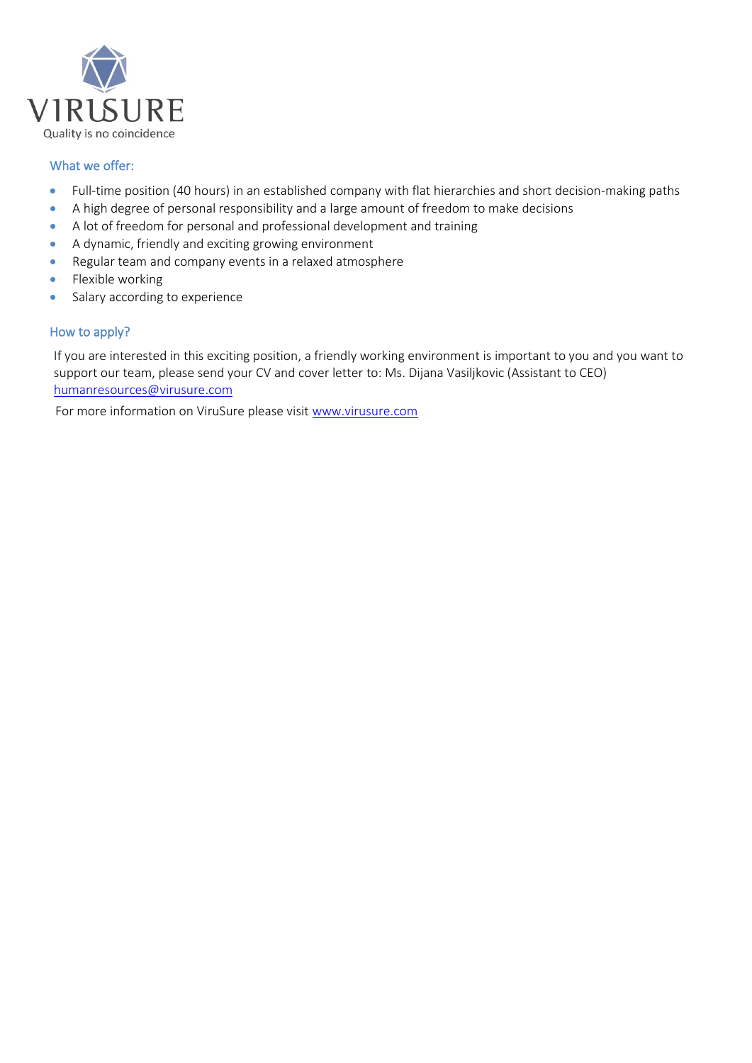VIRUSURE

Quality is no coincidence

## What we offer:

- Full-time position (40 hours) in an established company with flat hierarchies and short decision-making paths
- A high degree of personal responsibility and a large amount of freedom to make decisions
- A lot of freedom for personal and professional development and training
- A dynamic, friendly and exciting growing environment
- Regular team and company events in a relaxed atmosphere
- Flexible working
- Salary according to experience

## How to apply?

If you are interested in this exciting position, a friendly working environment is important to you and you want to support our team, please send your CV and cover letter to: Ms. Dijana Vasiljkovic (Assistant to CEO) humanresources@virusure.com

For more information on ViruSure please visit www.virusure.com